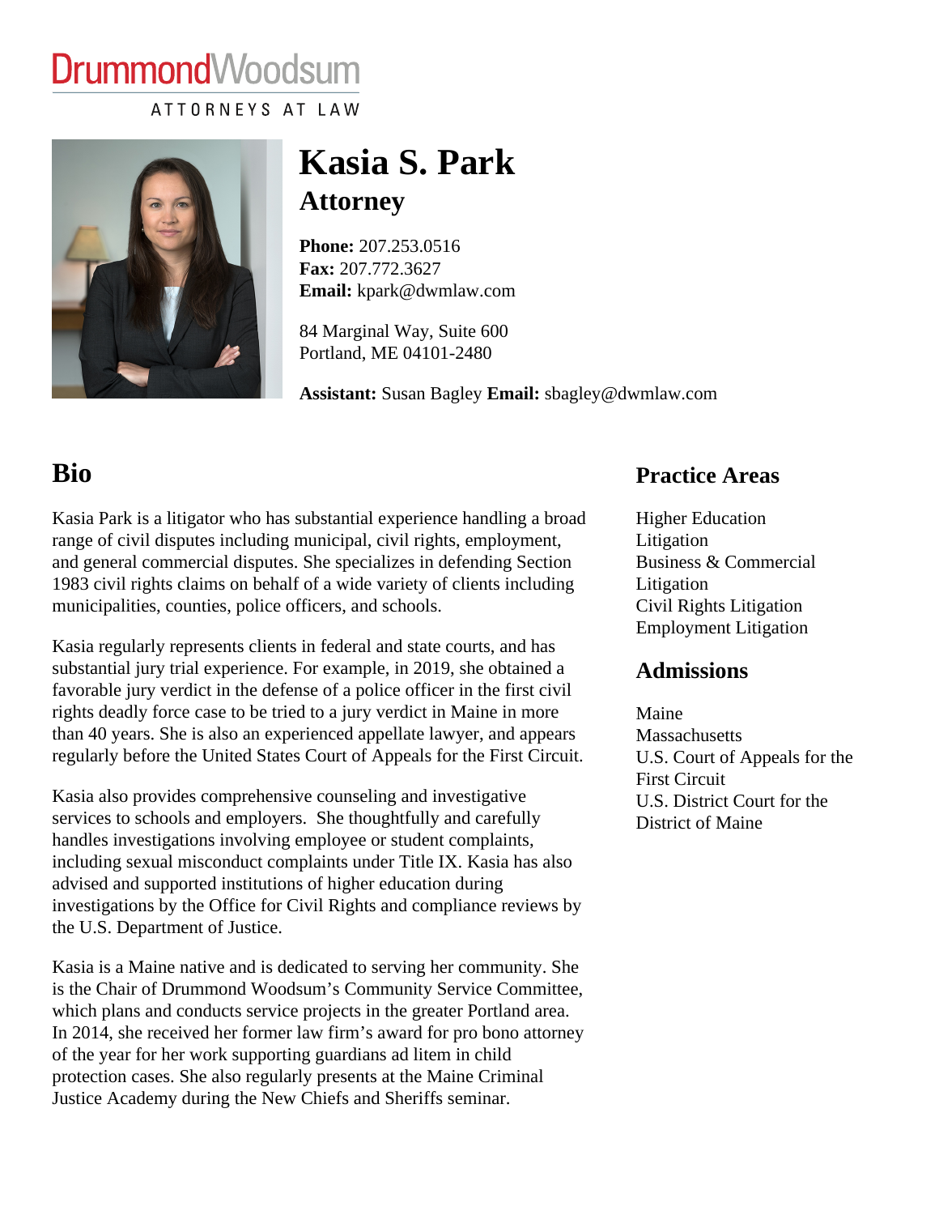DrummondWoodsum

ATTORNEYS AT LAW

# Kasia S. Park

## Attorney

**Phone:** 207.253.0516
**Fax:** 207.772.3627
**Email:** kpark@dwmlaw.com

84 Marginal Way, Suite 600
Portland, ME 04101-2480

**Assistant:** Susan Bagley **Email:** sbagley@dwmlaw.com

## Bio

Kasia Park is a litigator who has substantial experience handling a broad range of civil disputes including municipal, civil rights, employment, and general commercial disputes. She specializes in defending Section 1983 civil rights claims on behalf of a wide variety of clients including municipalities, counties, police officers, and schools.

Kasia regularly represents clients in federal and state courts, and has substantial jury trial experience. For example, in 2019, she obtained a favorable jury verdict in the defense of a police officer in the first civil rights deadly force case to be tried to a jury verdict in Maine in more than 40 years. She is also an experienced appellate lawyer, and appears regularly before the United States Court of Appeals for the First Circuit.

Kasia also provides comprehensive counseling and investigative services to schools and employers. She thoughtfully and carefully handles investigations involving employee or student complaints, including sexual misconduct complaints under Title IX. Kasia has also advised and supported institutions of higher education during investigations by the Office for Civil Rights and compliance reviews by the U.S. Department of Justice.

Kasia is a Maine native and is dedicated to serving her community. She is the Chair of Drummond Woodsum's Community Service Committee, which plans and conducts service projects in the greater Portland area. In 2014, she received her former law firm's award for pro bono attorney of the year for her work supporting guardians ad litem in child protection cases. She also regularly presents at the Maine Criminal Justice Academy during the New Chiefs and Sheriffs seminar.

## Practice Areas

Higher Education Litigation
Business & Commercial Litigation
Civil Rights Litigation
Employment Litigation

## Admissions

Maine
Massachusetts
U.S. Court of Appeals for the First Circuit
U.S. District Court for the District of Maine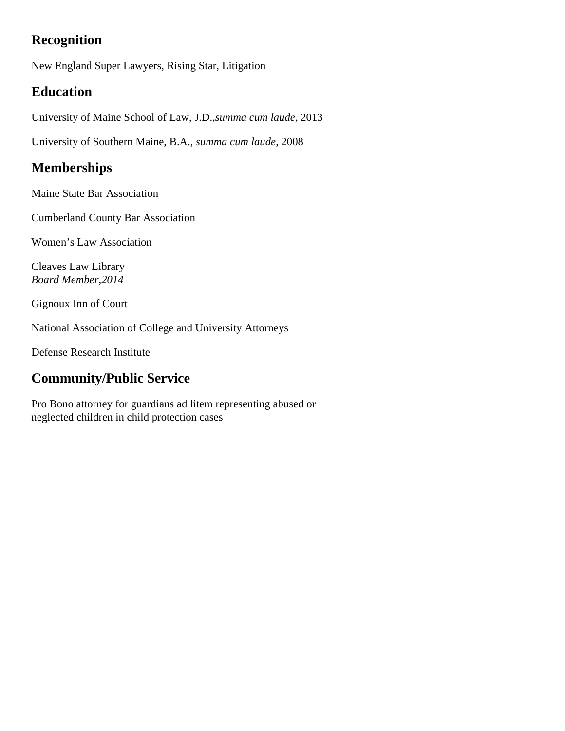## Recognition

New England Super Lawyers, Rising Star, Litigation

## Education

University of Maine School of Law, J.D.,*summa cum laude*, 2013

University of Southern Maine, B.A., *summa cum laude*, 2008

## Memberships

Maine State Bar Association

Cumberland County Bar Association

Women's Law Association

Cleaves Law Library
*Board Member,2014*

Gignoux Inn of Court

National Association of College and University Attorneys

Defense Research Institute

## Community/Public Service

Pro Bono attorney for guardians ad litem representing abused or neglected children in child protection cases